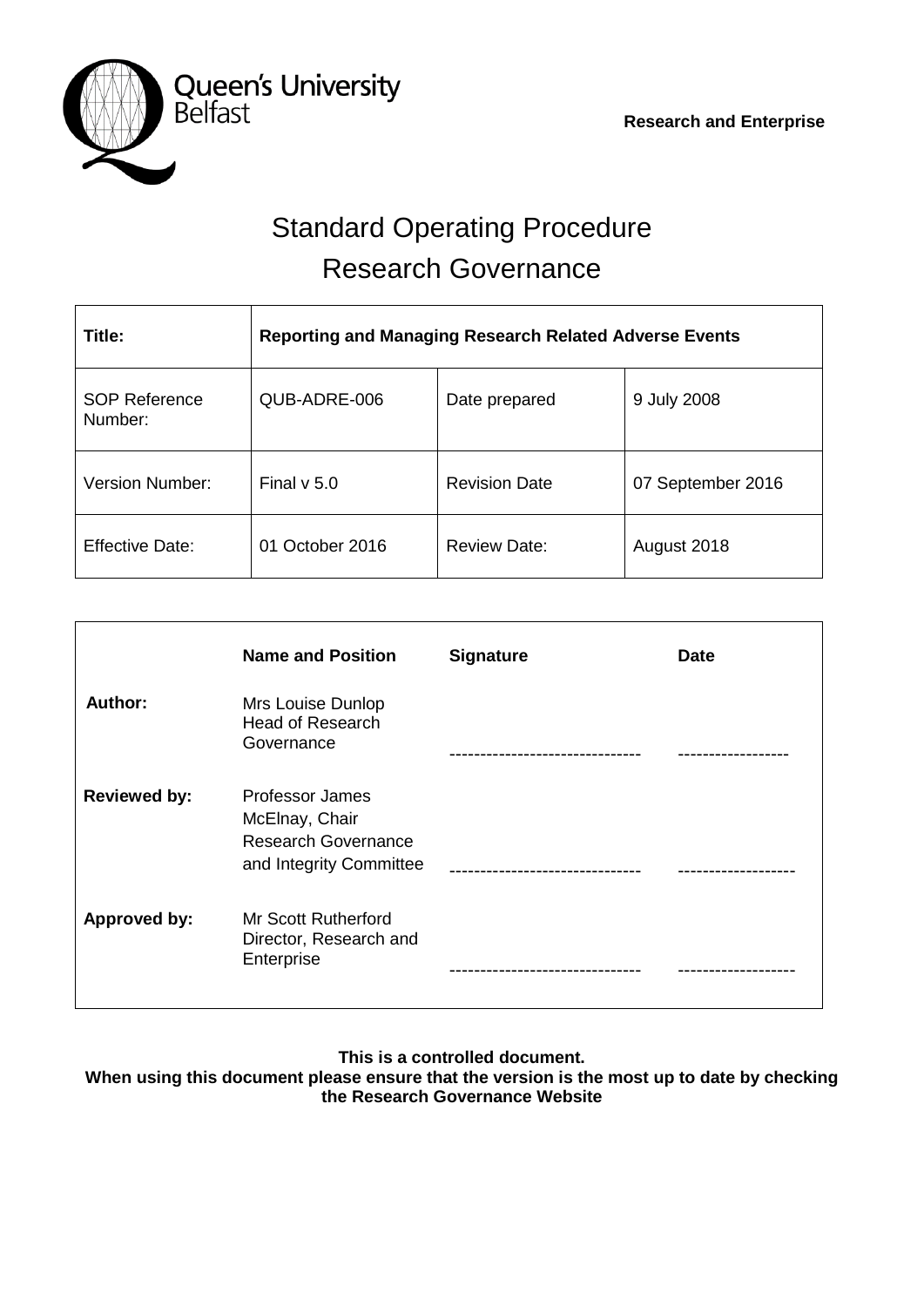Queen's University Belfast

**Research and Enterprise**

# Standard Operating Procedure
# Research Governance

| **Title:** | **Reporting and Managing Research Related Adverse Events** | | |
| --- | --- | --- | --- |
| SOP Reference Number: | QUB-ADRE-006 | Date prepared | 9 July 2008 |
| Version Number: | Final v 5.0 | Revision Date | 07 September 2016 |
| Effective Date: | 01 October 2016 | Review Date: | August 2018 |

| | **Name and Position** | **Signature** | **Date** |
| --- | --- | --- | --- |
| **Author:** | Mrs Louise Dunlop Head of Research Governance | ------------------------------- | ------------------ |
| **Reviewed by:** | Professor James McElnay, Chair Research Governance and Integrity Committee | ------------------------------- | ------------------- |
| **Approved by:** | Mr Scott Rutherford Director, Research and Enterprise | ------------------------------- | ------------------- |

**This is a controlled document.**
**When using this document please ensure that the version is the most up to date by checking the Research Governance Website**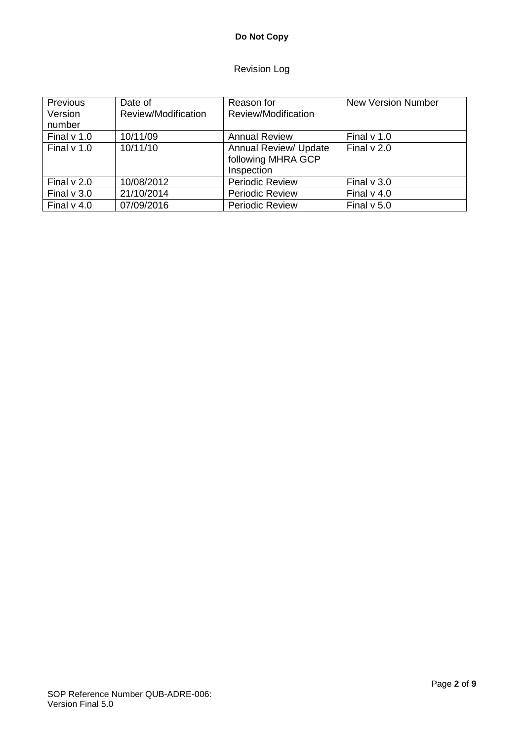**Do Not Copy**

Revision Log

| Previous Version number | Date of Review/Modification | Reason for Review/Modification | New Version Number |
| --- | --- | --- | --- |
| Final v 1.0 | 10/11/09 | Annual Review | Final v 1.0 |
| Final v 1.0 | 10/11/10 | Annual Review/ Update following MHRA GCP Inspection | Final v 2.0 |
| Final v 2.0 | 10/08/2012 | Periodic Review | Final v 3.0 |
| Final v 3.0 | 21/10/2014 | Periodic Review | Final v 4.0 |
| Final v 4.0 | 07/09/2016 | Periodic Review | Final v 5.0 |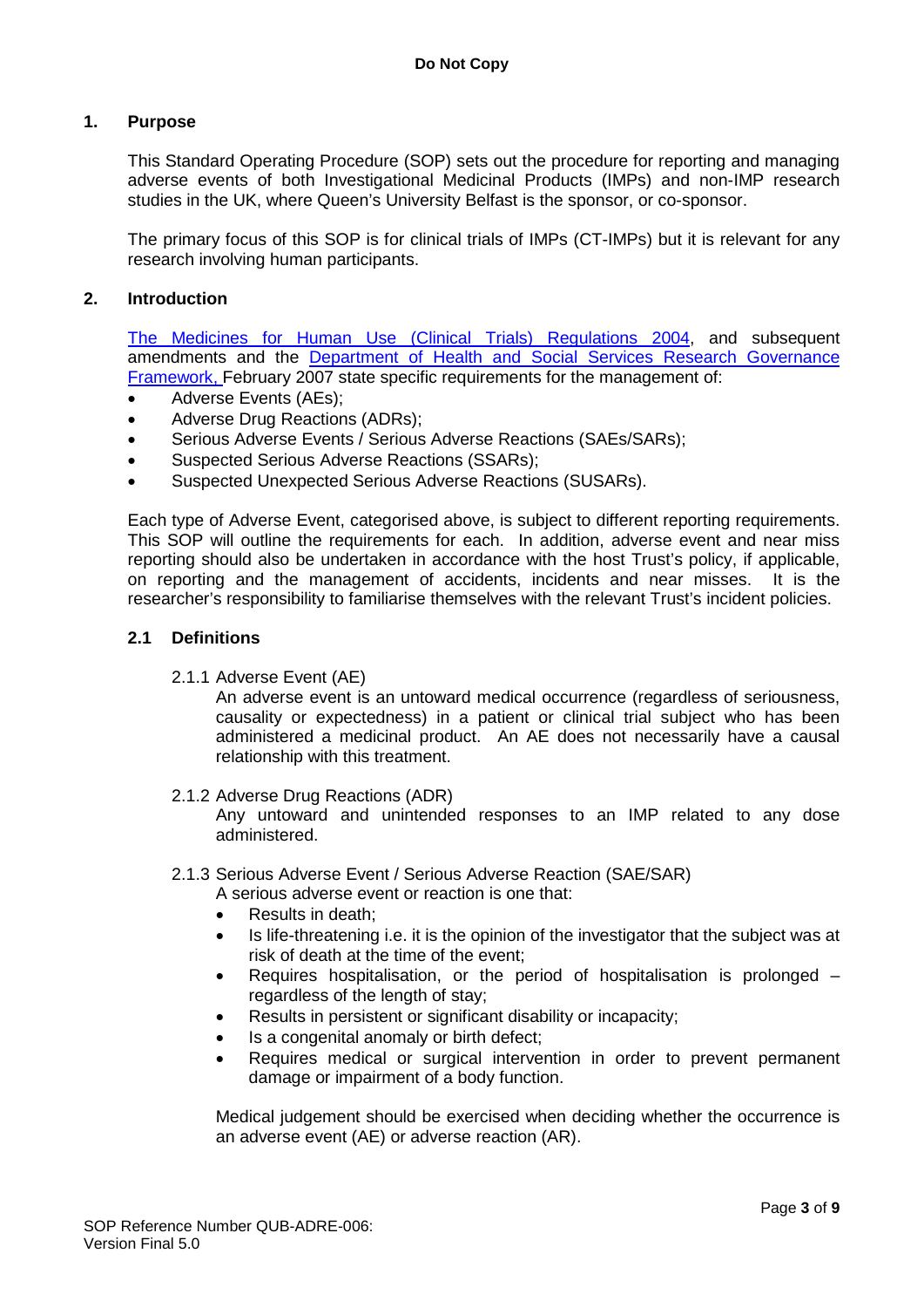## 1. Purpose

This Standard Operating Procedure (SOP) sets out the procedure for reporting and managing adverse events of both Investigational Medicinal Products (IMPs) and non-IMP research studies in the UK, where Queen's University Belfast is the sponsor, or co-sponsor.

The primary focus of this SOP is for clinical trials of IMPs (CT-IMPs) but it is relevant for any research involving human participants.

## 2. Introduction

The Medicines for Human Use (Clinical Trials) Regulations 2004, and subsequent amendments and the Department of Health and Social Services Research Governance Framework, February 2007 state specific requirements for the management of:

- Adverse Events (AEs);
- Adverse Drug Reactions (ADRs);
- Serious Adverse Events / Serious Adverse Reactions (SAEs/SARs);
- Suspected Serious Adverse Reactions (SSARs);
- Suspected Unexpected Serious Adverse Reactions (SUSARs).

Each type of Adverse Event, categorised above, is subject to different reporting requirements. This SOP will outline the requirements for each. In addition, adverse event and near miss reporting should also be undertaken in accordance with the host Trust's policy, if applicable, on reporting and the management of accidents, incidents and near misses. It is the researcher's responsibility to familiarise themselves with the relevant Trust's incident policies.

### 2.1 Definitions

2.1.1 Adverse Event (AE)

An adverse event is an untoward medical occurrence (regardless of seriousness, causality or expectedness) in a patient or clinical trial subject who has been administered a medicinal product. An AE does not necessarily have a causal relationship with this treatment.

2.1.2 Adverse Drug Reactions (ADR)

Any untoward and unintended responses to an IMP related to any dose administered.

2.1.3 Serious Adverse Event / Serious Adverse Reaction (SAE/SAR)

A serious adverse event or reaction is one that:

- Results in death;
- Is life-threatening i.e. it is the opinion of the investigator that the subject was at risk of death at the time of the event;
- Requires hospitalisation, or the period of hospitalisation is prolonged – regardless of the length of stay;
- Results in persistent or significant disability or incapacity;
- Is a congenital anomaly or birth defect;
- Requires medical or surgical intervention in order to prevent permanent damage or impairment of a body function.

Medical judgement should be exercised when deciding whether the occurrence is an adverse event (AE) or adverse reaction (AR).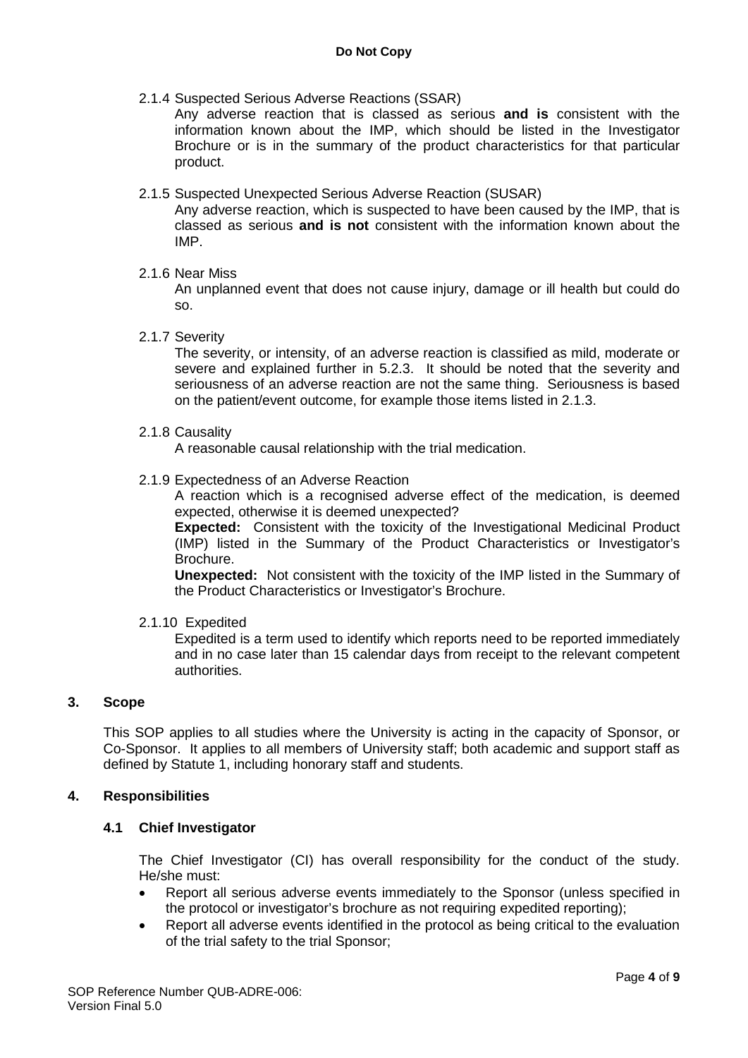2.1.4 Suspected Serious Adverse Reactions (SSAR)

Any adverse reaction that is classed as serious **and is** consistent with the information known about the IMP, which should be listed in the Investigator Brochure or is in the summary of the product characteristics for that particular product.

2.1.5 Suspected Unexpected Serious Adverse Reaction (SUSAR)

Any adverse reaction, which is suspected to have been caused by the IMP, that is classed as serious **and is not** consistent with the information known about the IMP.

2.1.6 Near Miss

An unplanned event that does not cause injury, damage or ill health but could do so.

2.1.7 Severity

The severity, or intensity, of an adverse reaction is classified as mild, moderate or severe and explained further in 5.2.3. It should be noted that the severity and seriousness of an adverse reaction are not the same thing. Seriousness is based on the patient/event outcome, for example those items listed in 2.1.3.

2.1.8 Causality

A reasonable causal relationship with the trial medication.

2.1.9 Expectedness of an Adverse Reaction

A reaction which is a recognised adverse effect of the medication, is deemed expected, otherwise it is deemed unexpected?

**Expected:** Consistent with the toxicity of the Investigational Medicinal Product (IMP) listed in the Summary of the Product Characteristics or Investigator's Brochure.

**Unexpected:** Not consistent with the toxicity of the IMP listed in the Summary of the Product Characteristics or Investigator's Brochure.

2.1.10 Expedited

Expedited is a term used to identify which reports need to be reported immediately and in no case later than 15 calendar days from receipt to the relevant competent authorities.

## 3. Scope

This SOP applies to all studies where the University is acting in the capacity of Sponsor, or Co-Sponsor. It applies to all members of University staff; both academic and support staff as defined by Statute 1, including honorary staff and students.

## 4. Responsibilities

### 4.1 Chief Investigator

The Chief Investigator (CI) has overall responsibility for the conduct of the study. He/she must:

- Report all serious adverse events immediately to the Sponsor (unless specified in the protocol or investigator's brochure as not requiring expedited reporting);
- Report all adverse events identified in the protocol as being critical to the evaluation of the trial safety to the trial Sponsor;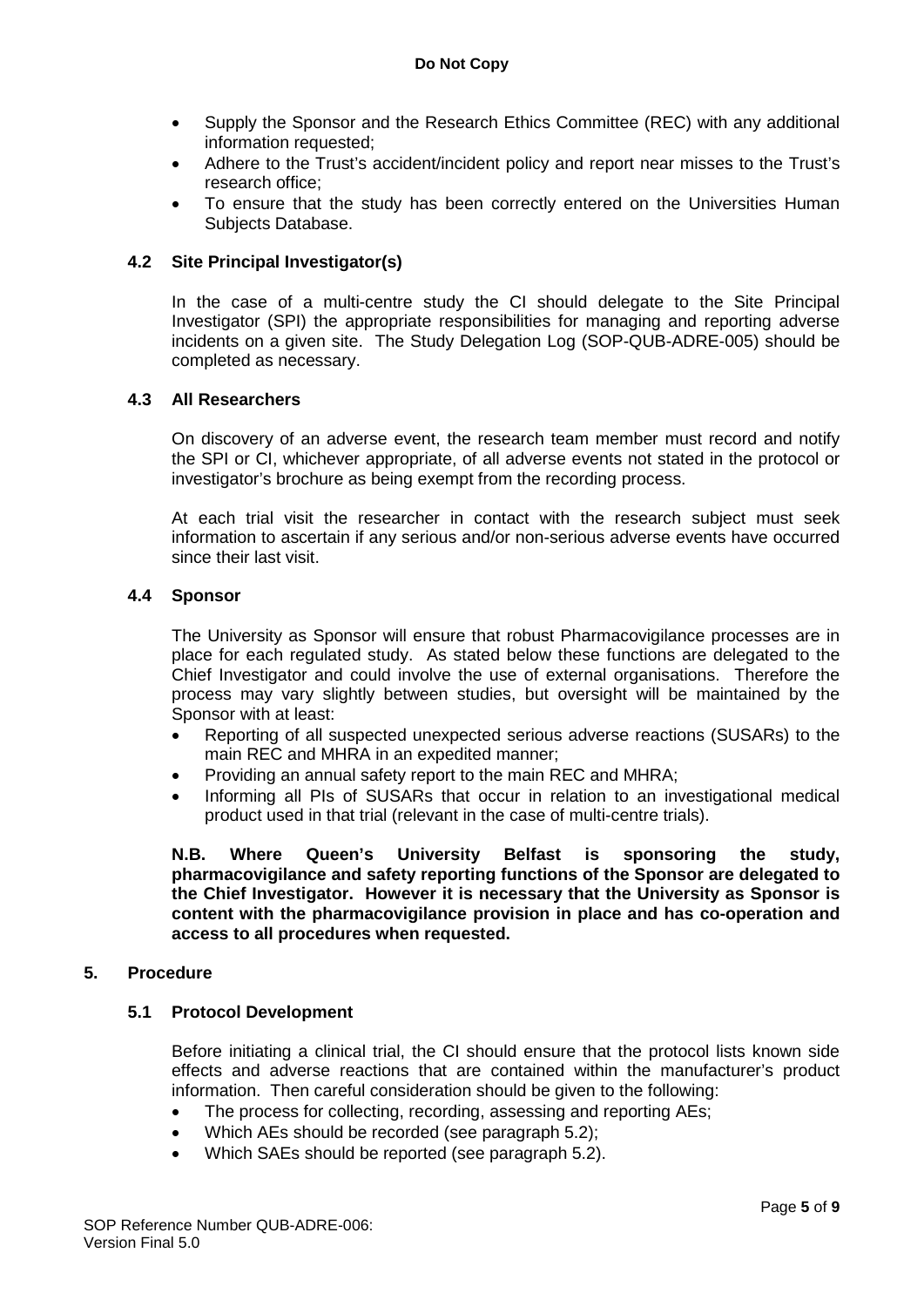- Supply the Sponsor and the Research Ethics Committee (REC) with any additional information requested;
- Adhere to the Trust's accident/incident policy and report near misses to the Trust's research office;
- To ensure that the study has been correctly entered on the Universities Human Subjects Database.

### 4.2 Site Principal Investigator(s)

In the case of a multi-centre study the CI should delegate to the Site Principal Investigator (SPI) the appropriate responsibilities for managing and reporting adverse incidents on a given site. The Study Delegation Log (SOP-QUB-ADRE-005) should be completed as necessary.

### 4.3 All Researchers

On discovery of an adverse event, the research team member must record and notify the SPI or CI, whichever appropriate, of all adverse events not stated in the protocol or investigator's brochure as being exempt from the recording process.

At each trial visit the researcher in contact with the research subject must seek information to ascertain if any serious and/or non-serious adverse events have occurred since their last visit.

### 4.4 Sponsor

The University as Sponsor will ensure that robust Pharmacovigilance processes are in place for each regulated study. As stated below these functions are delegated to the Chief Investigator and could involve the use of external organisations. Therefore the process may vary slightly between studies, but oversight will be maintained by the Sponsor with at least:

- Reporting of all suspected unexpected serious adverse reactions (SUSARs) to the main REC and MHRA in an expedited manner;
- Providing an annual safety report to the main REC and MHRA;
- Informing all PIs of SUSARs that occur in relation to an investigational medical product used in that trial (relevant in the case of multi-centre trials).

**N.B. Where Queen's University Belfast is sponsoring the study, pharmacovigilance and safety reporting functions of the Sponsor are delegated to the Chief Investigator. However it is necessary that the University as Sponsor is content with the pharmacovigilance provision in place and has co-operation and access to all procedures when requested.**

## 5. Procedure

### 5.1 Protocol Development

Before initiating a clinical trial, the CI should ensure that the protocol lists known side effects and adverse reactions that are contained within the manufacturer's product information. Then careful consideration should be given to the following:

- The process for collecting, recording, assessing and reporting AEs;
- Which AEs should be recorded (see paragraph 5.2);
- Which SAEs should be reported (see paragraph 5.2).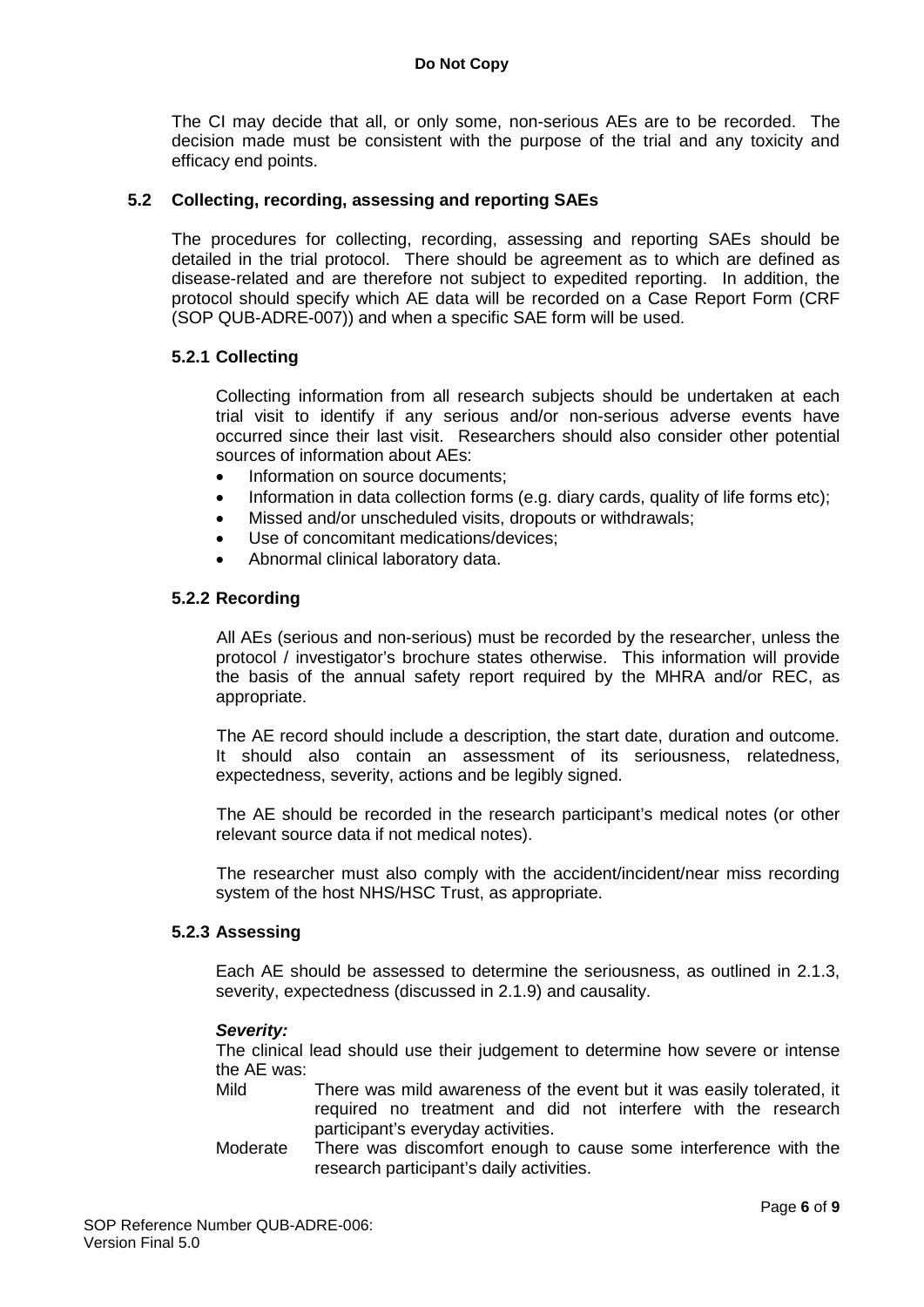The CI may decide that all, or only some, non-serious AEs are to be recorded. The decision made must be consistent with the purpose of the trial and any toxicity and efficacy end points.

## 5.2 Collecting, recording, assessing and reporting SAEs

The procedures for collecting, recording, assessing and reporting SAEs should be detailed in the trial protocol. There should be agreement as to which are defined as disease-related and are therefore not subject to expedited reporting. In addition, the protocol should specify which AE data will be recorded on a Case Report Form (CRF (SOP QUB-ADRE-007)) and when a specific SAE form will be used.

### 5.2.1 Collecting

Collecting information from all research subjects should be undertaken at each trial visit to identify if any serious and/or non-serious adverse events have occurred since their last visit. Researchers should also consider other potential sources of information about AEs:

- Information on source documents;
- Information in data collection forms (e.g. diary cards, quality of life forms etc);
- Missed and/or unscheduled visits, dropouts or withdrawals;
- Use of concomitant medications/devices;
- Abnormal clinical laboratory data.

### 5.2.2 Recording

All AEs (serious and non-serious) must be recorded by the researcher, unless the protocol / investigator's brochure states otherwise. This information will provide the basis of the annual safety report required by the MHRA and/or REC, as appropriate.

The AE record should include a description, the start date, duration and outcome. It should also contain an assessment of its seriousness, relatedness, expectedness, severity, actions and be legibly signed.

The AE should be recorded in the research participant's medical notes (or other relevant source data if not medical notes).

The researcher must also comply with the accident/incident/near miss recording system of the host NHS/HSC Trust, as appropriate.

### 5.2.3 Assessing

Each AE should be assessed to determine the seriousness, as outlined in 2.1.3, severity, expectedness (discussed in 2.1.9) and causality.

***Severity:***

The clinical lead should use their judgement to determine how severe or intense the AE was:

Mild — There was mild awareness of the event but it was easily tolerated, it required no treatment and did not interfere with the research participant's everyday activities.

Moderate — There was discomfort enough to cause some interference with the research participant's daily activities.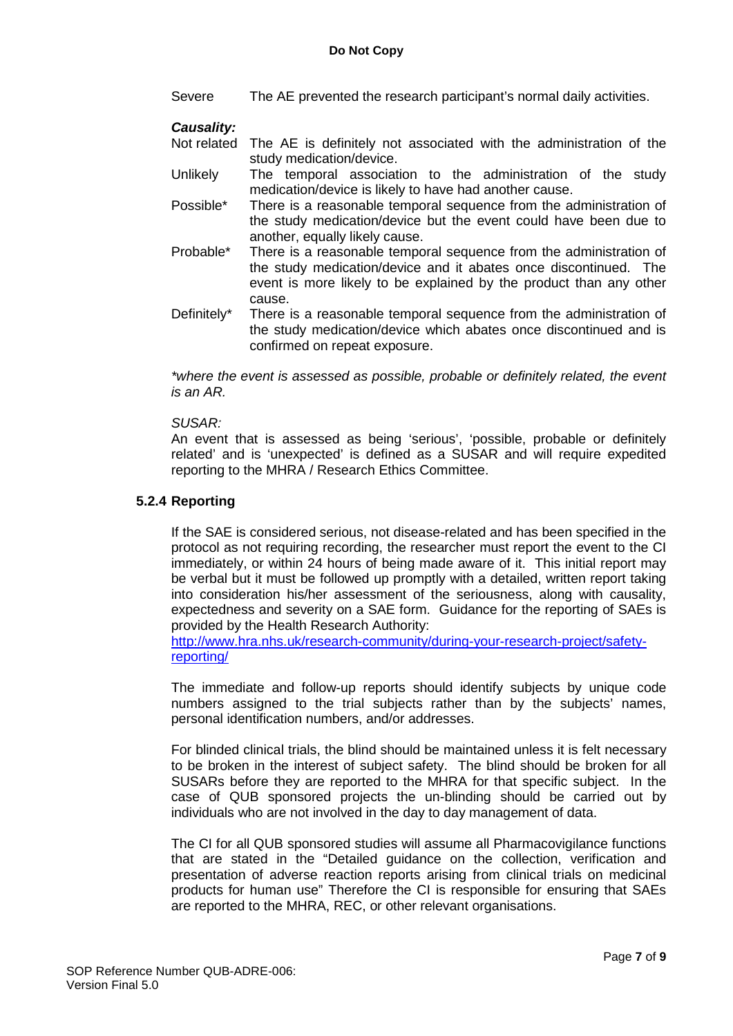Severe The AE prevented the research participant's normal daily activities.

***Causality:***

Not related The AE is definitely not associated with the administration of the study medication/device.

Unlikely The temporal association to the administration of the study medication/device is likely to have had another cause.

Possible* There is a reasonable temporal sequence from the administration of the study medication/device but the event could have been due to another, equally likely cause.

Probable* There is a reasonable temporal sequence from the administration of the study medication/device and it abates once discontinued. The event is more likely to be explained by the product than any other cause.

Definitely* There is a reasonable temporal sequence from the administration of the study medication/device which abates once discontinued and is confirmed on repeat exposure.

*\*where the event is assessed as possible, probable or definitely related, the event is an AR.*

*SUSAR:*

An event that is assessed as being 'serious', 'possible, probable or definitely related' and is 'unexpected' is defined as a SUSAR and will require expedited reporting to the MHRA / Research Ethics Committee.

### 5.2.4 Reporting

If the SAE is considered serious, not disease-related and has been specified in the protocol as not requiring recording, the researcher must report the event to the CI immediately, or within 24 hours of being made aware of it. This initial report may be verbal but it must be followed up promptly with a detailed, written report taking into consideration his/her assessment of the seriousness, along with causality, expectedness and severity on a SAE form. Guidance for the reporting of SAEs is provided by the Health Research Authority:
[http://www.hra.nhs.uk/research-community/during-your-research-project/safety-reporting/](http://www.hra.nhs.uk/research-community/during-your-research-project/safety-reporting/)

The immediate and follow-up reports should identify subjects by unique code numbers assigned to the trial subjects rather than by the subjects' names, personal identification numbers, and/or addresses.

For blinded clinical trials, the blind should be maintained unless it is felt necessary to be broken in the interest of subject safety. The blind should be broken for all SUSARs before they are reported to the MHRA for that specific subject. In the case of QUB sponsored projects the un-blinding should be carried out by individuals who are not involved in the day to day management of data.

The CI for all QUB sponsored studies will assume all Pharmacovigilance functions that are stated in the "Detailed guidance on the collection, verification and presentation of adverse reaction reports arising from clinical trials on medicinal products for human use" Therefore the CI is responsible for ensuring that SAEs are reported to the MHRA, REC, or other relevant organisations.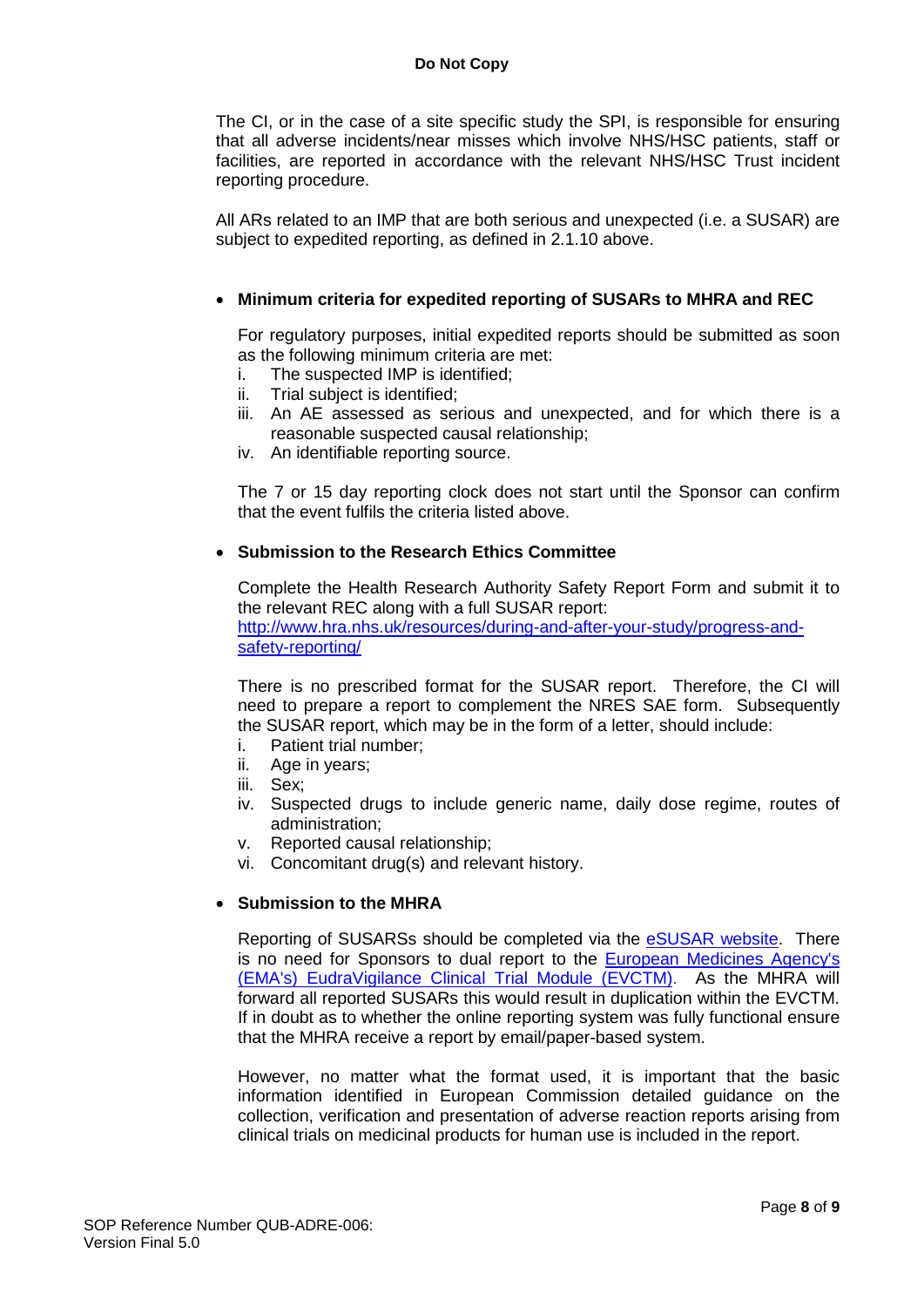The CI, or in the case of a site specific study the SPI, is responsible for ensuring that all adverse incidents/near misses which involve NHS/HSC patients, staff or facilities, are reported in accordance with the relevant NHS/HSC Trust incident reporting procedure.

All ARs related to an IMP that are both serious and unexpected (i.e. a SUSAR) are subject to expedited reporting, as defined in 2.1.10 above.

- **Minimum criteria for expedited reporting of SUSARs to MHRA and REC**

  For regulatory purposes, initial expedited reports should be submitted as soon as the following minimum criteria are met:

  i. The suspected IMP is identified;
  ii. Trial subject is identified;
  iii. An AE assessed as serious and unexpected, and for which there is a reasonable suspected causal relationship;
  iv. An identifiable reporting source.

  The 7 or 15 day reporting clock does not start until the Sponsor can confirm that the event fulfils the criteria listed above.

- **Submission to the Research Ethics Committee**

  Complete the Health Research Authority Safety Report Form and submit it to the relevant REC along with a full SUSAR report: [http://www.hra.nhs.uk/resources/during-and-after-your-study/progress-and-safety-reporting/](http://www.hra.nhs.uk/resources/during-and-after-your-study/progress-and-safety-reporting/)

  There is no prescribed format for the SUSAR report. Therefore, the CI will need to prepare a report to complement the NRES SAE form. Subsequently the SUSAR report, which may be in the form of a letter, should include:

  i. Patient trial number;
  ii. Age in years;
  iii. Sex;
  iv. Suspected drugs to include generic name, daily dose regime, routes of administration;
  v. Reported causal relationship;
  vi. Concomitant drug(s) and relevant history.

- **Submission to the MHRA**

  Reporting of SUSARSs should be completed via the eSUSAR website. There is no need for Sponsors to dual report to the European Medicines Agency's (EMA's) EudraVigilance Clinical Trial Module (EVCTM). As the MHRA will forward all reported SUSARs this would result in duplication within the EVCTM. If in doubt as to whether the online reporting system was fully functional ensure that the MHRA receive a report by email/paper-based system.

  However, no matter what the format used, it is important that the basic information identified in European Commission detailed guidance on the collection, verification and presentation of adverse reaction reports arising from clinical trials on medicinal products for human use is included in the report.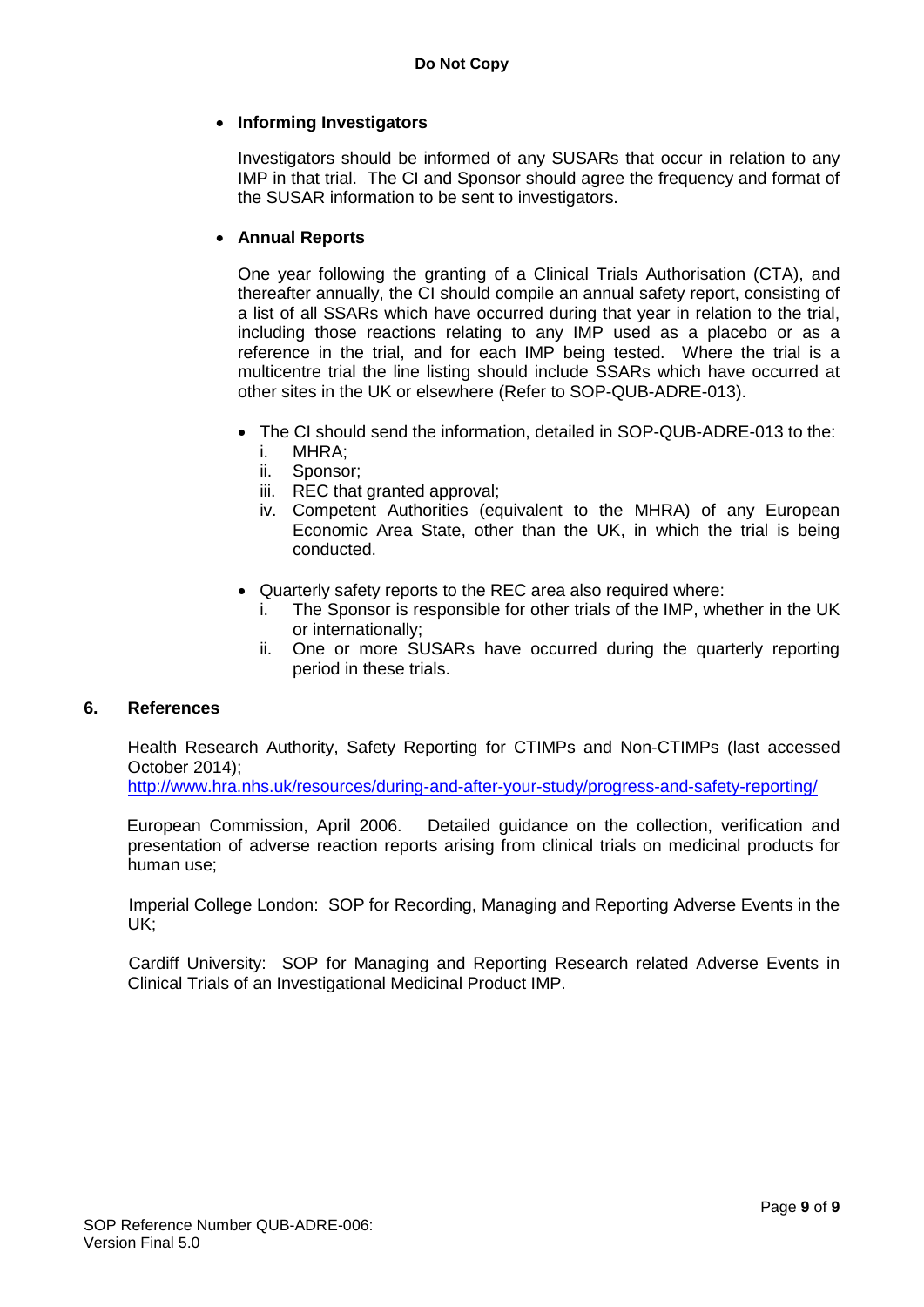- **Informing Investigators**

  Investigators should be informed of any SUSARs that occur in relation to any IMP in that trial. The CI and Sponsor should agree the frequency and format of the SUSAR information to be sent to investigators.

- **Annual Reports**

  One year following the granting of a Clinical Trials Authorisation (CTA), and thereafter annually, the CI should compile an annual safety report, consisting of a list of all SSARs which have occurred during that year in relation to the trial, including those reactions relating to any IMP used as a placebo or as a reference in the trial, and for each IMP being tested. Where the trial is a multicentre trial the line listing should include SSARs which have occurred at other sites in the UK or elsewhere (Refer to SOP-QUB-ADRE-013).

  - The CI should send the information, detailed in SOP-QUB-ADRE-013 to the:
    i. MHRA;
    ii. Sponsor;
    iii. REC that granted approval;
    iv. Competent Authorities (equivalent to the MHRA) of any European Economic Area State, other than the UK, in which the trial is being conducted.

  - Quarterly safety reports to the REC area also required where:
    i. The Sponsor is responsible for other trials of the IMP, whether in the UK or internationally;
    ii. One or more SUSARs have occurred during the quarterly reporting period in these trials.

## 6. References

Health Research Authority, Safety Reporting for CTIMPs and Non-CTIMPs (last accessed October 2014);
http://www.hra.nhs.uk/resources/during-and-after-your-study/progress-and-safety-reporting/

European Commission, April 2006. Detailed guidance on the collection, verification and presentation of adverse reaction reports arising from clinical trials on medicinal products for human use;

Imperial College London: SOP for Recording, Managing and Reporting Adverse Events in the UK;

Cardiff University: SOP for Managing and Reporting Research related Adverse Events in Clinical Trials of an Investigational Medicinal Product IMP.